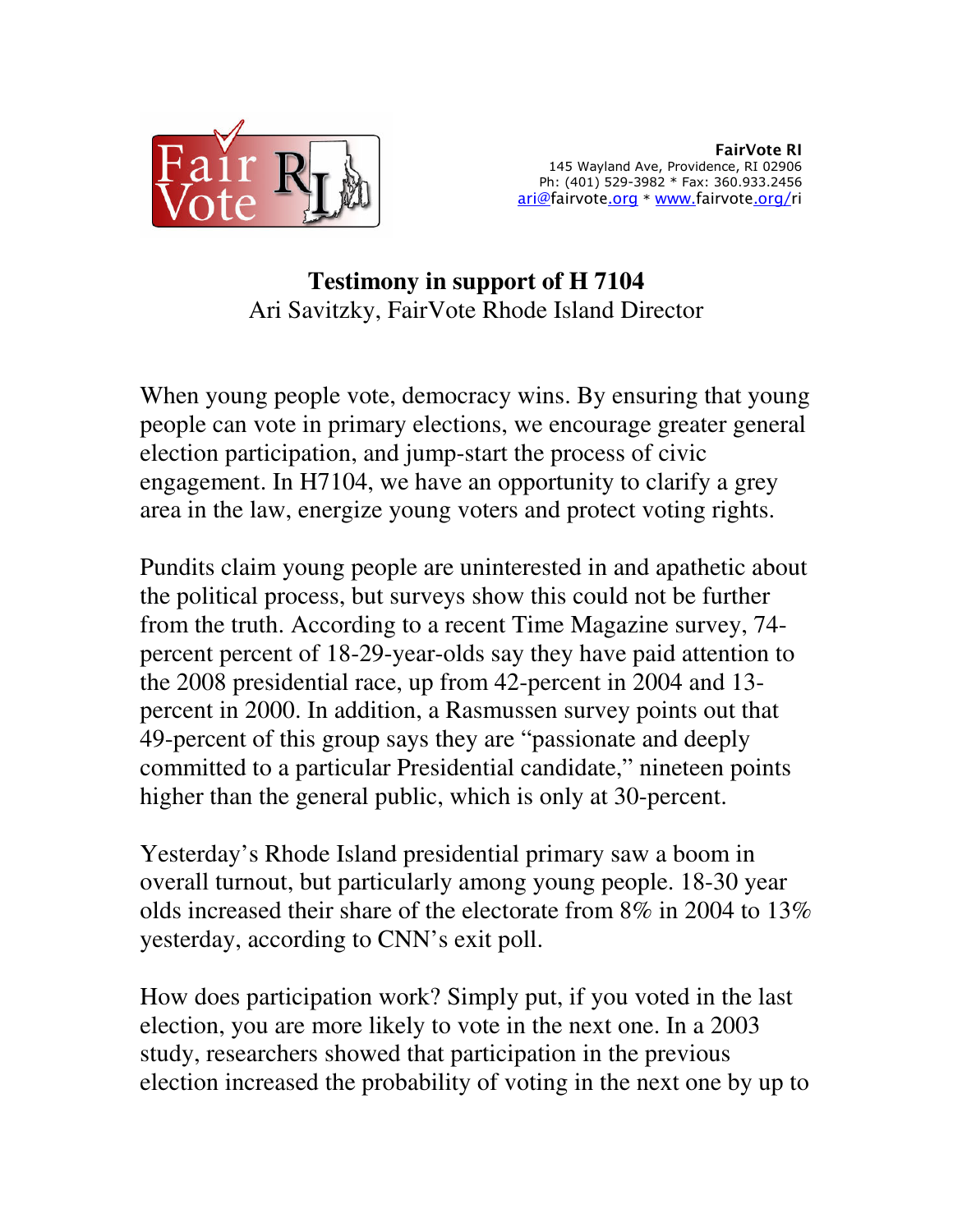**FairVote RI**
145 Wayland Ave, Providence, RI 02906
Ph: (401) 529-3982 * Fax: 360.933.2456
ari@fairvote.org * www.fairvote.org/ri

# Testimony in support of H 7104

Ari Savitzky, FairVote Rhode Island Director

When young people vote, democracy wins. By ensuring that young people can vote in primary elections, we encourage greater general election participation, and jump-start the process of civic engagement. In H7104, we have an opportunity to clarify a grey area in the law, energize young voters and protect voting rights.

Pundits claim young people are uninterested in and apathetic about the political process, but surveys show this could not be further from the truth. According to a recent Time Magazine survey, 74-percent percent of 18-29-year-olds say they have paid attention to the 2008 presidential race, up from 42-percent in 2004 and 13-percent in 2000. In addition, a Rasmussen survey points out that 49-percent of this group says they are "passionate and deeply committed to a particular Presidential candidate," nineteen points higher than the general public, which is only at 30-percent.

Yesterday's Rhode Island presidential primary saw a boom in overall turnout, but particularly among young people. 18-30 year olds increased their share of the electorate from 8% in 2004 to 13% yesterday, according to CNN's exit poll.

How does participation work? Simply put, if you voted in the last election, you are more likely to vote in the next one. In a 2003 study, researchers showed that participation in the previous election increased the probability of voting in the next one by up to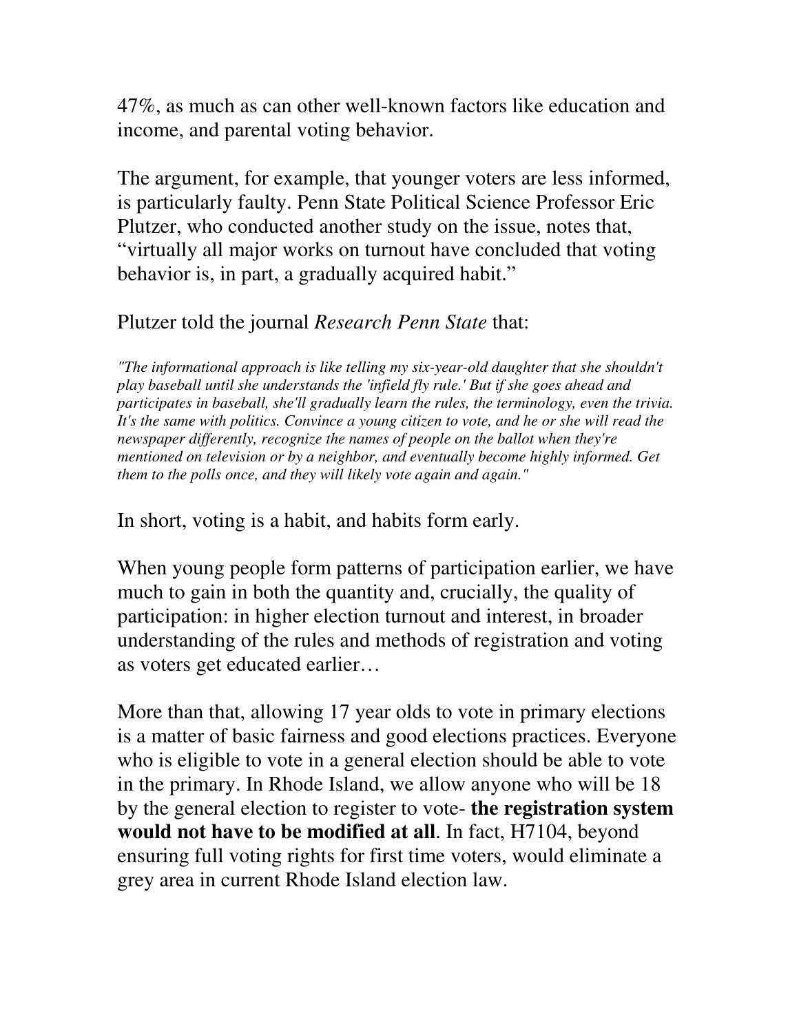47%, as much as can other well-known factors like education and income, and parental voting behavior.

The argument, for example, that younger voters are less informed, is particularly faulty. Penn State Political Science Professor Eric Plutzer, who conducted another study on the issue, notes that, "virtually all major works on turnout have concluded that voting behavior is, in part, a gradually acquired habit."

Plutzer told the journal *Research Penn State* that:

*"The informational approach is like telling my six-year-old daughter that she shouldn't play baseball until she understands the 'infield fly rule.' But if she goes ahead and participates in baseball, she'll gradually learn the rules, the terminology, even the trivia. It's the same with politics. Convince a young citizen to vote, and he or she will read the newspaper differently, recognize the names of people on the ballot when they're mentioned on television or by a neighbor, and eventually become highly informed. Get them to the polls once, and they will likely vote again and again."*

In short, voting is a habit, and habits form early.

When young people form patterns of participation earlier, we have much to gain in both the quantity and, crucially, the quality of participation: in higher election turnout and interest, in broader understanding of the rules and methods of registration and voting as voters get educated earlier…

More than that, allowing 17 year olds to vote in primary elections is a matter of basic fairness and good elections practices. Everyone who is eligible to vote in a general election should be able to vote in the primary. In Rhode Island, we allow anyone who will be 18 by the general election to register to vote- **the registration system would not have to be modified at all**. In fact, H7104, beyond ensuring full voting rights for first time voters, would eliminate a grey area in current Rhode Island election law.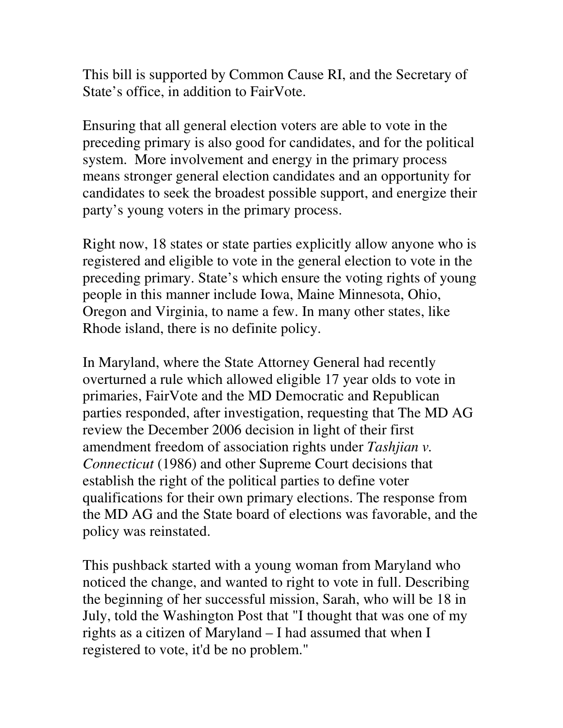This bill is supported by Common Cause RI, and the Secretary of State's office, in addition to FairVote.

Ensuring that all general election voters are able to vote in the preceding primary is also good for candidates, and for the political system.  More involvement and energy in the primary process means stronger general election candidates and an opportunity for candidates to seek the broadest possible support, and energize their party's young voters in the primary process.

Right now, 18 states or state parties explicitly allow anyone who is registered and eligible to vote in the general election to vote in the preceding primary. State's which ensure the voting rights of young people in this manner include Iowa, Maine Minnesota, Ohio, Oregon and Virginia, to name a few. In many other states, like Rhode island, there is no definite policy.

In Maryland, where the State Attorney General had recently overturned a rule which allowed eligible 17 year olds to vote in primaries, FairVote and the MD Democratic and Republican parties responded, after investigation, requesting that The MD AG review the December 2006 decision in light of their first amendment freedom of association rights under *Tashjian v. Connecticut* (1986) and other Supreme Court decisions that establish the right of the political parties to define voter qualifications for their own primary elections. The response from the MD AG and the State board of elections was favorable, and the policy was reinstated.

This pushback started with a young woman from Maryland who noticed the change, and wanted to right to vote in full. Describing the beginning of her successful mission, Sarah, who will be 18 in July, told the Washington Post that "I thought that was one of my rights as a citizen of Maryland – I had assumed that when I registered to vote, it'd be no problem."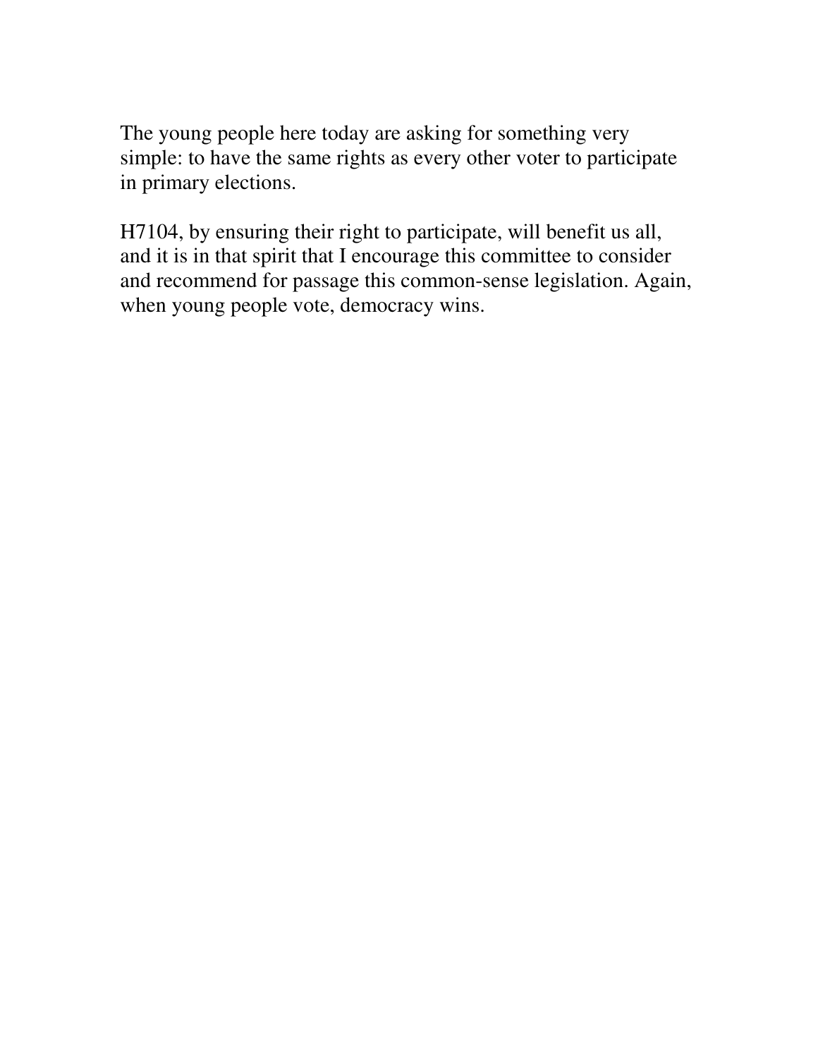The young people here today are asking for something very simple: to have the same rights as every other voter to participate in primary elections.

H7104, by ensuring their right to participate, will benefit us all, and it is in that spirit that I encourage this committee to consider and recommend for passage this common-sense legislation. Again, when young people vote, democracy wins.